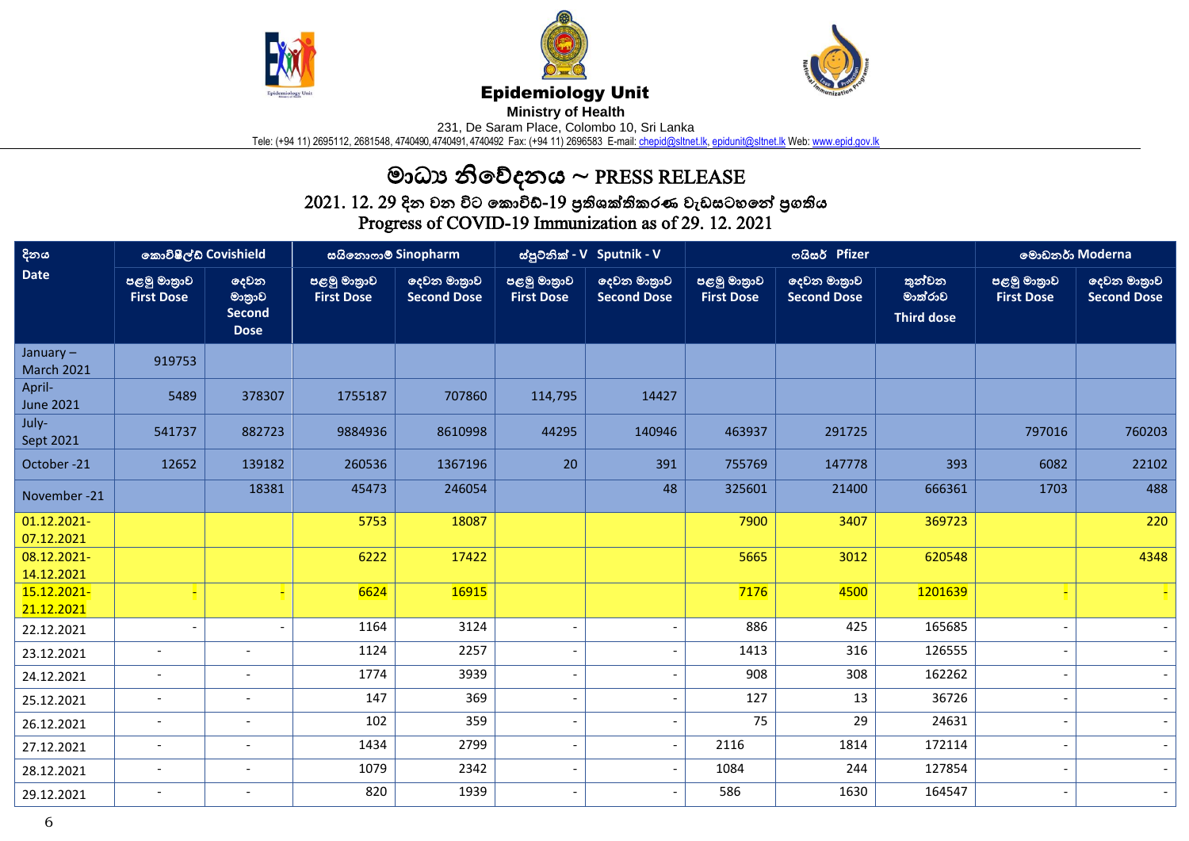# Epidemiology Unit

**Ministry of Health**

231, De Saram Place, Colombo 10, Sri Lanka

Tele: (+94 11) 2695112, 2681548, 4740490, 4740491, 4740492 Fax: (+94 11) 2696583 E-mail: chepid@sltnet.lk, epidunit@sltnet.lk Web: www.epid.gov.lk

## මාධ්‍ය නිවේදනය ~ PRESS RELEASE

### 2021. 12. 29 දින වන විට කොවිඩ්-19 ප්‍රතිශක්තිකරණ වැඩසටහනේ ප්‍රගතිය
### Progress of COVID-19 Immunization as of 29. 12. 2021

| දිනය Date | කොවිෂීල්ඩ් Covishield | | සයිනොෆාම් Sinopharm | | ස්පුට්නික් - V Sputnik - V | | ෆයිසර් Pfizer | | | මොඩනර් Moderna | |
|---|---|---|---|---|---|---|---|---|---|---|---|
| | පළමු මාත්‍රාව First Dose | දෙවන මාත්‍රාව Second Dose | පළමු මාත්‍රාව First Dose | දෙවන මාත්‍රාව Second Dose | පළමු මාත්‍රාව First Dose | දෙවන මාත්‍රාව Second Dose | පළමු මාත්‍රාව First Dose | දෙවන මාත්‍රාව Second Dose | තුන්වන මාත්‍රාව Third dose | පළමු මාත්‍රාව First Dose | දෙවන මාත්‍රාව Second Dose |
| January – March 2021 | 919753 | | | | | | | | | | |
| April- June 2021 | 5489 | 378307 | 1755187 | 707860 | 114,795 | 14427 | | | | | |
| July- Sept 2021 | 541737 | 882723 | 9884936 | 8610998 | 44295 | 140946 | 463937 | 291725 | | 797016 | 760203 |
| October -21 | 12652 | 139182 | 260536 | 1367196 | 20 | 391 | 755769 | 147778 | 393 | 6082 | 22102 |
| November -21 | | 18381 | 45473 | 246054 | | 48 | 325601 | 21400 | 666361 | 1703 | 488 |
| 01.12.2021-07.12.2021 | | | 5753 | 18087 | | | 7900 | 3407 | 369723 | | 220 |
| 08.12.2021-14.12.2021 | | | 6222 | 17422 | | | 5665 | 3012 | 620548 | | 4348 |
| 15.12.2021-21.12.2021 | - | - | 6624 | 16915 | | | 7176 | 4500 | 1201639 | - | - |
| 22.12.2021 | - | - | 1164 | 3124 | - | - | 886 | 425 | 165685 | - | - |
| 23.12.2021 | - | - | 1124 | 2257 | - | - | 1413 | 316 | 126555 | - | - |
| 24.12.2021 | - | - | 1774 | 3939 | - | - | 908 | 308 | 162262 | - | - |
| 25.12.2021 | - | - | 147 | 369 | - | - | 127 | 13 | 36726 | - | - |
| 26.12.2021 | - | - | 102 | 359 | - | - | 75 | 29 | 24631 | - | - |
| 27.12.2021 | - | - | 1434 | 2799 | - | - | 2116 | 1814 | 172114 | - | - |
| 28.12.2021 | - | - | 1079 | 2342 | - | - | 1084 | 244 | 127854 | - | - |
| 29.12.2021 | - | - | 820 | 1939 | - | - | 586 | 1630 | 164547 | - | - |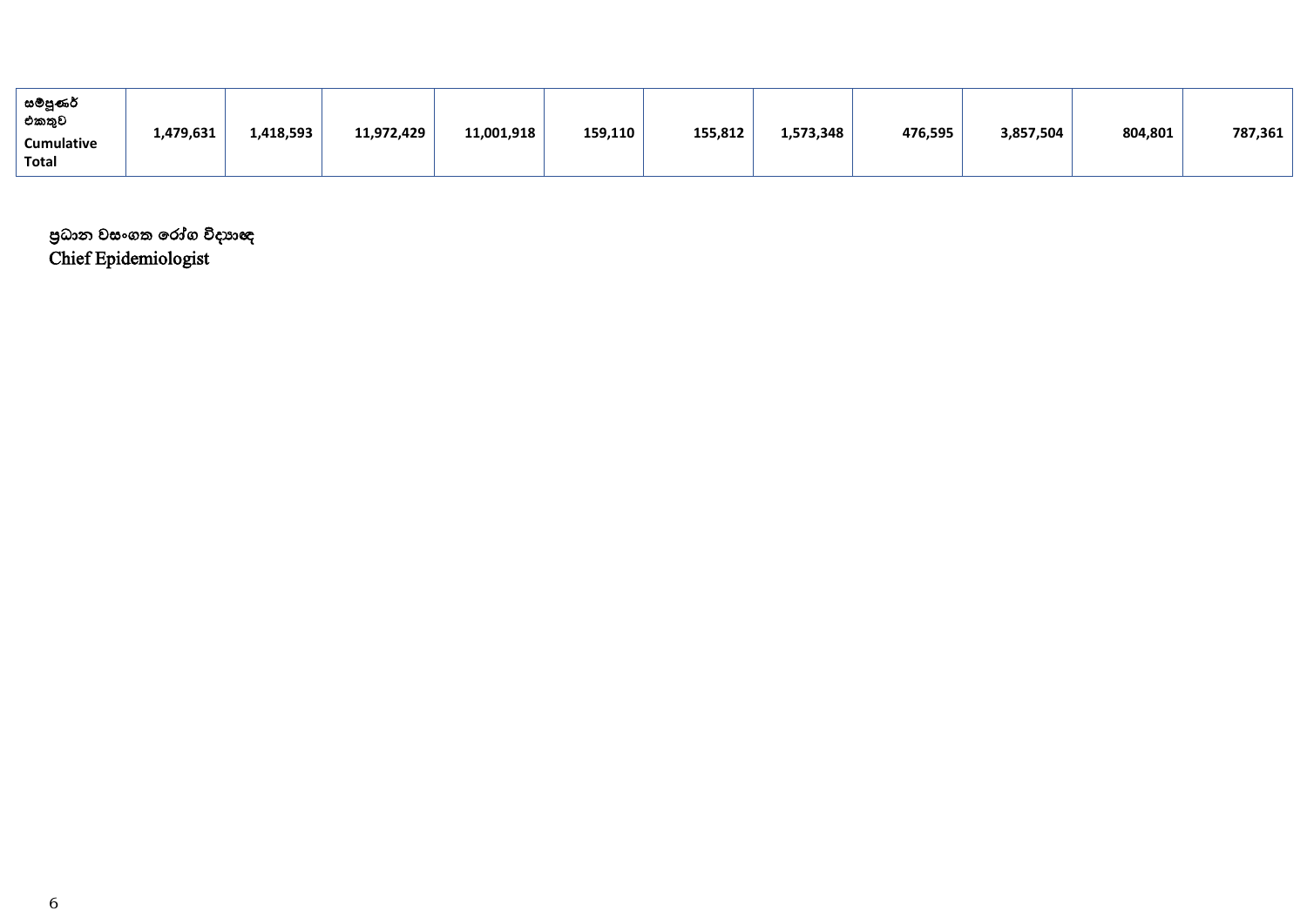| | | | | | | | | | | | |
|---|---|---|---|---|---|---|---|---|---|---|---|
| **සම්පූර්ණ එකතුව Cumulative Total** | **1,479,631** | **1,418,593** | **11,972,429** | **11,001,918** | **159,110** | **155,812** | **1,573,348** | **476,595** | **3,857,504** | **804,801** | **787,361** |

ප්‍රධාන වසංගත රෝග විද්‍යාඥ
Chief Epidemiologist